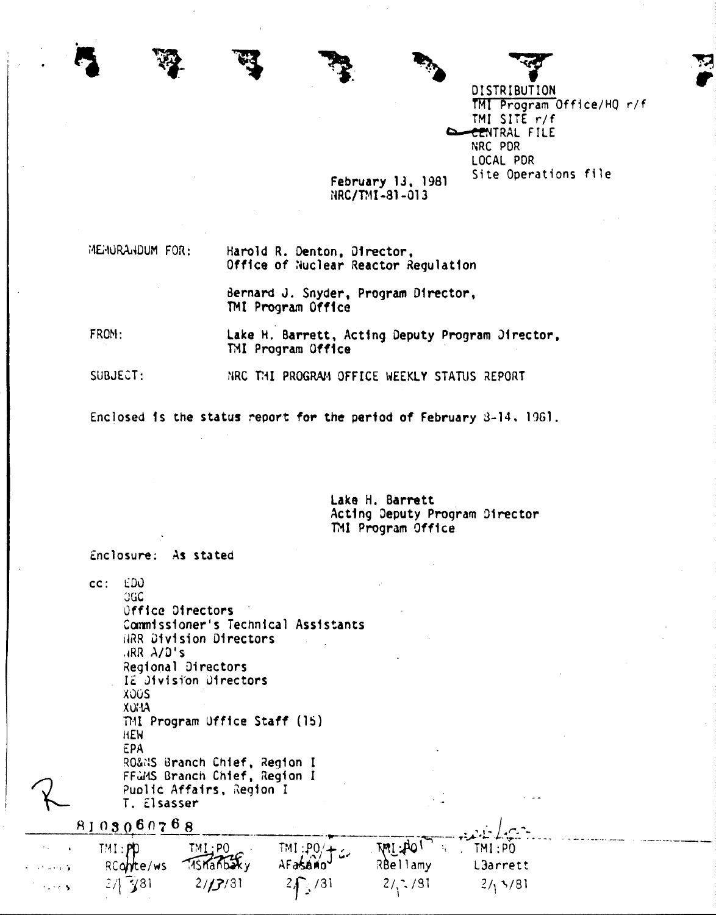DISTRIBUTION
TMI Program Office/HQ r/f
TMI SITE r/f
CENTRAL FILE
NRC PDR
LOCAL PDR
Site Operations file

February 13, 1981
NRC/TMI-81-013

MEMORANDUM FOR: Harold R. Denton, Director, Office of Nuclear Reactor Regulation

Bernard J. Snyder, Program Director, TMI Program Office

FROM: Lake H. Barrett, Acting Deputy Program Director, TMI Program Office

SUBJECT: NRC TMI PROGRAM OFFICE WEEKLY STATUS REPORT

Enclosed is the status report for the period of February 8-14, 1981.

Lake H. Barrett
Acting Deputy Program Director
TMI Program Office

Enclosure: As stated

cc: EDO
OGC
Office Directors
Commissioner's Technical Assistants
NRR Division Directors
NRR A/D's
Regional Directors
IE Division Directors
XOOS
XOMA
TMI Program Office Staff (15)
HEW
EPA
RO&NS Branch Chief, Region I
FF&MS Branch Chief, Region I
Public Affairs, Region I
T. Elsasser

8103060768

| TMI:PO | TMI:PO | TMI:PO | TMI:PO | TMI:PO |
|---|---|---|---|---|
| RConte/ws | MShanbaky | AFasano | RBellamy | LBarrett |
| 2/13/81 | 2/13/81 | 2/13/81 | 2/13/81 | 2/13/81 |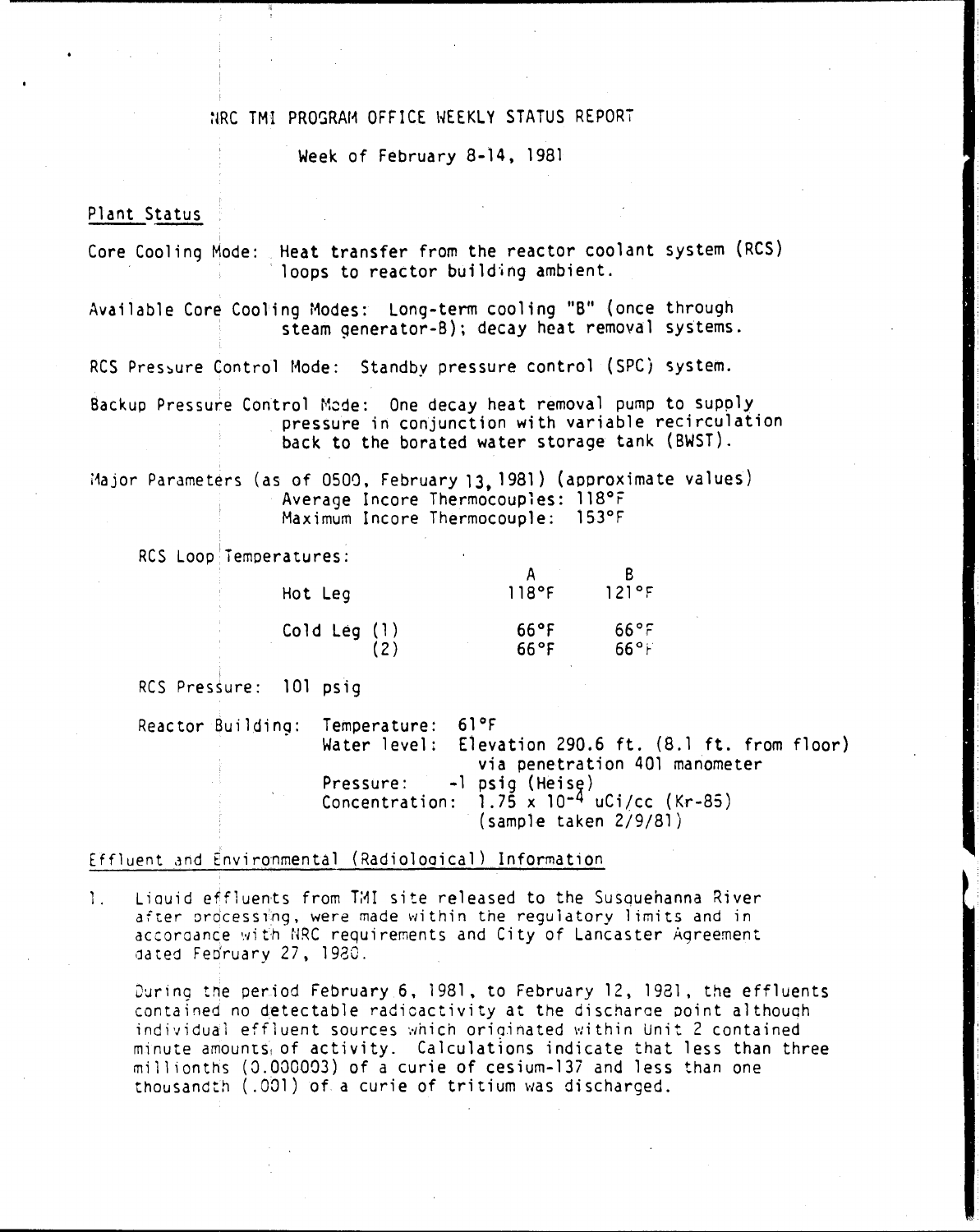# NRC TMI PROGRAM OFFICE WEEKLY STATUS REPORT

Week of February 8-14, 1981

## Plant Status

Core Cooling Mode: Heat transfer from the reactor coolant system (RCS) loops to reactor building ambient.

Available Core Cooling Modes: Long-term cooling "B" (once through steam generator-B); decay heat removal systems.

RCS Pressure Control Mode: Standby pressure control (SPC) system.

Backup Pressure Control Mode: One decay heat removal pump to supply pressure in conjunction with variable recirculation back to the borated water storage tank (BWST).

Major Parameters (as of 0500, February 13, 1981) (approximate values)
Average Incore Thermocouples: 118°F
Maximum Incore Thermocouple: 153°F

RCS Loop Temperatures:

| | A | B |
|---|---|---|
| Hot Leg | 118°F | 121°F |
| Cold Leg (1) | 66°F | 66°F |
| (2) | 66°F | 66°F |

RCS Pressure: 101 psig

Reactor Building: Temperature: 61°F
Water level: Elevation 290.6 ft. (8.1 ft. from floor) via penetration 401 manometer
Pressure: -1 psig (Heise)
Concentration: $1.75 \times 10^{-4}$ uCi/cc (Kr-85) (sample taken 2/9/81)

## Effluent and Environmental (Radiological) Information

1. Liquid effluents from TMI site released to the Susquehanna River after processing, were made within the regulatory limits and in accordance with NRC requirements and City of Lancaster Agreement dated February 27, 1980.

   During the period February 6, 1981, to February 12, 1981, the effluents contained no detectable radioactivity at the discharge point although individual effluent sources which originated within Unit 2 contained minute amounts of activity. Calculations indicate that less than three millionths (0.000003) of a curie of cesium-137 and less than one thousandth (.001) of a curie of tritium was discharged.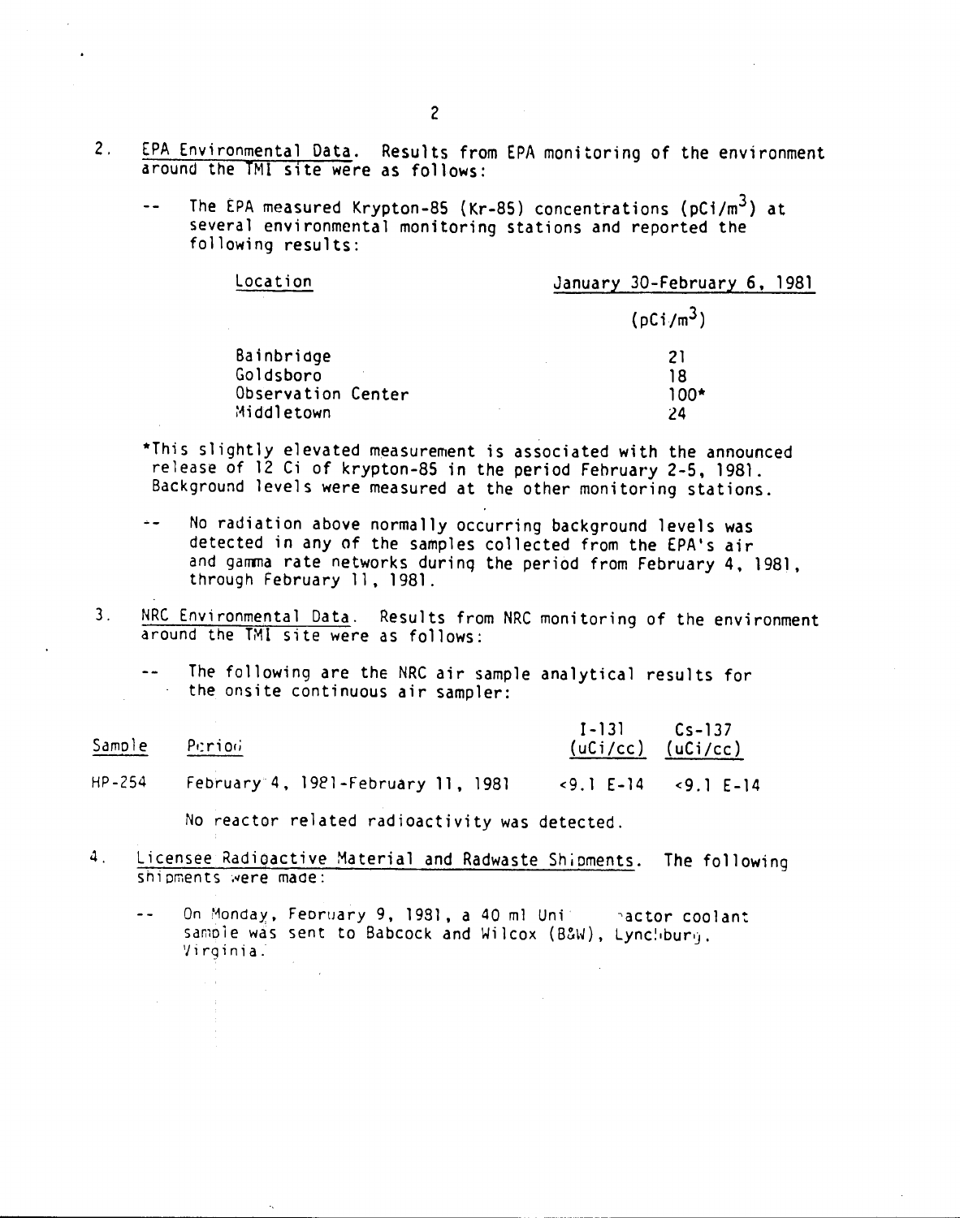2. EPA Environmental Data. Results from EPA monitoring of the environment around the TMI site were as follows:

   -- The EPA measured Krypton-85 (Kr-85) concentrations (pCi/$m^3$) at several environmental monitoring stations and reported the following results:

| Location | January 30-February 6, 1981 |
|---|---|
| | (pCi/$m^3$) |
| Bainbridge | 21 |
| Goldsboro | 18 |
| Observation Center | 100* |
| Middletown | 24 |

*This slightly elevated measurement is associated with the announced release of 12 Ci of krypton-85 in the period February 2-5, 1981. Background levels were measured at the other monitoring stations.

   -- No radiation above normally occurring background levels was detected in any of the samples collected from the EPA's air and gamma rate networks during the period from February 4, 1981, through February 11, 1981.

3. NRC Environmental Data. Results from NRC monitoring of the environment around the TMI site were as follows:

   -- The following are the NRC air sample analytical results for the onsite continuous air sampler:

| Sample | Period | I-131 (uCi/cc) | Cs-137 (uCi/cc) |
|---|---|---|---|
| HP-254 | February 4, 1981-February 11, 1981 | <9.1 E-14 | <9.1 E-14 |

No reactor related radioactivity was detected.

4. Licensee Radioactive Material and Radwaste Shipments. The following shipments were made:

   -- On Monday, February 9, 1981, a 40 ml Unit reactor coolant sample was sent to Babcock and Wilcox (B&W), Lynchburg, Virginia.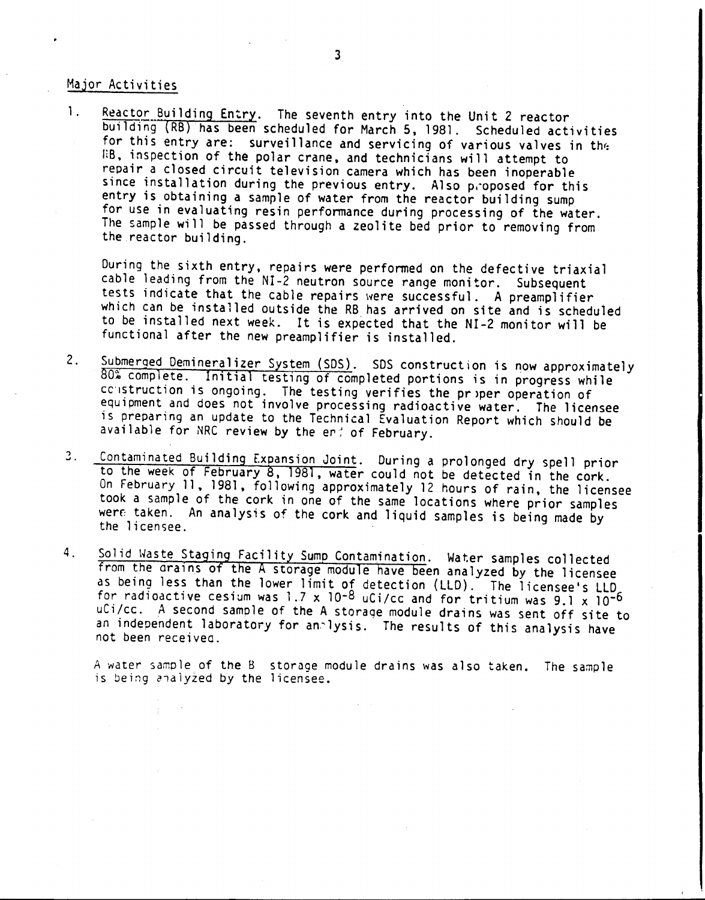## Major Activities

1. Reactor Building Entry. The seventh entry into the Unit 2 reactor building (RB) has been scheduled for March 5, 1981. Scheduled activities for this entry are: surveillance and servicing of various valves in the RB, inspection of the polar crane, and technicians will attempt to repair a closed circuit television camera which has been inoperable since installation during the previous entry. Also proposed for this entry is obtaining a sample of water from the reactor building sump for use in evaluating resin performance during processing of the water. The sample will be passed through a zeolite bed prior to removing from the reactor building.

   During the sixth entry, repairs were performed on the defective triaxial cable leading from the NI-2 neutron source range monitor. Subsequent tests indicate that the cable repairs were successful. A preamplifier which can be installed outside the RB has arrived on site and is scheduled to be installed next week. It is expected that the NI-2 monitor will be functional after the new preamplifier is installed.

2. Submerged Demineralizer System (SDS). SDS construction is now approximately 80% complete. Initial testing of completed portions is in progress while construction is ongoing. The testing verifies the proper operation of equipment and does not involve processing radioactive water. The licensee is preparing an update to the Technical Evaluation Report which should be available for NRC review by the end of February.

3. Contaminated Building Expansion Joint. During a prolonged dry spell prior to the week of February 8, 1981, water could not be detected in the cork. On February 11, 1981, following approximately 12 hours of rain, the licensee took a sample of the cork in one of the same locations where prior samples were taken. An analysis of the cork and liquid samples is being made by the licensee.

4. Solid Waste Staging Facility Sump Contamination. Water samples collected from the drains of the A storage module have been analyzed by the licensee as being less than the lower limit of detection (LLD). The licensee's LLD for radioactive cesium was $1.7 \times 10^{-8}$ uCi/cc and for tritium was $9.1 \times 10^{-6}$ uCi/cc. A second sample of the A storage module drains was sent off site to an independent laboratory for analysis. The results of this analysis have not been received.

   A water sample of the B storage module drains was also taken. The sample is being analyzed by the licensee.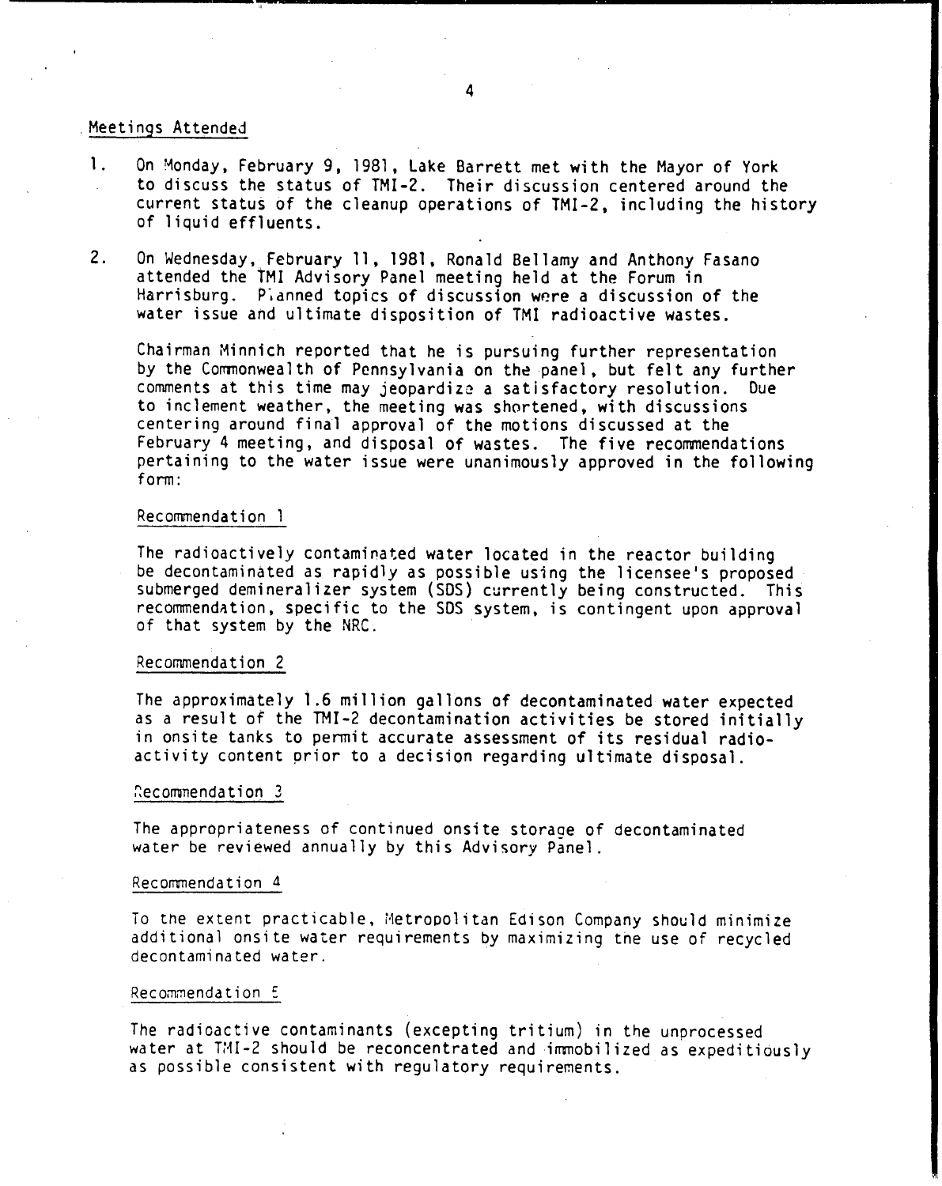Meetings Attended

1. On Monday, February 9, 1981, Lake Barrett met with the Mayor of York to discuss the status of TMI-2. Their discussion centered around the current status of the cleanup operations of TMI-2, including the history of liquid effluents.

2. On Wednesday, February 11, 1981, Ronald Bellamy and Anthony Fasano attended the TMI Advisory Panel meeting held at the Forum in Harrisburg. Planned topics of discussion were a discussion of the water issue and ultimate disposition of TMI radioactive wastes.

   Chairman Minnich reported that he is pursuing further representation by the Commonwealth of Pennsylvania on the panel, but felt any further comments at this time may jeopardize a satisfactory resolution. Due to inclement weather, the meeting was shortened, with discussions centering around final approval of the motions discussed at the February 4 meeting, and disposal of wastes. The five recommendations pertaining to the water issue were unanimously approved in the following form:

   Recommendation 1

   The radioactively contaminated water located in the reactor building be decontaminated as rapidly as possible using the licensee's proposed submerged demineralizer system (SDS) currently being constructed. This recommendation, specific to the SDS system, is contingent upon approval of that system by the NRC.

   Recommendation 2

   The approximately 1.6 million gallons of decontaminated water expected as a result of the TMI-2 decontamination activities be stored initially in onsite tanks to permit accurate assessment of its residual radioactivity content prior to a decision regarding ultimate disposal.

   Recommendation 3

   The appropriateness of continued onsite storage of decontaminated water be reviewed annually by this Advisory Panel.

   Recommendation 4

   To the extent practicable, Metropolitan Edison Company should minimize additional onsite water requirements by maximizing the use of recycled decontaminated water.

   Recommendation 5

   The radioactive contaminants (excepting tritium) in the unprocessed water at TMI-2 should be reconcentrated and immobilized as expeditiously as possible consistent with regulatory requirements.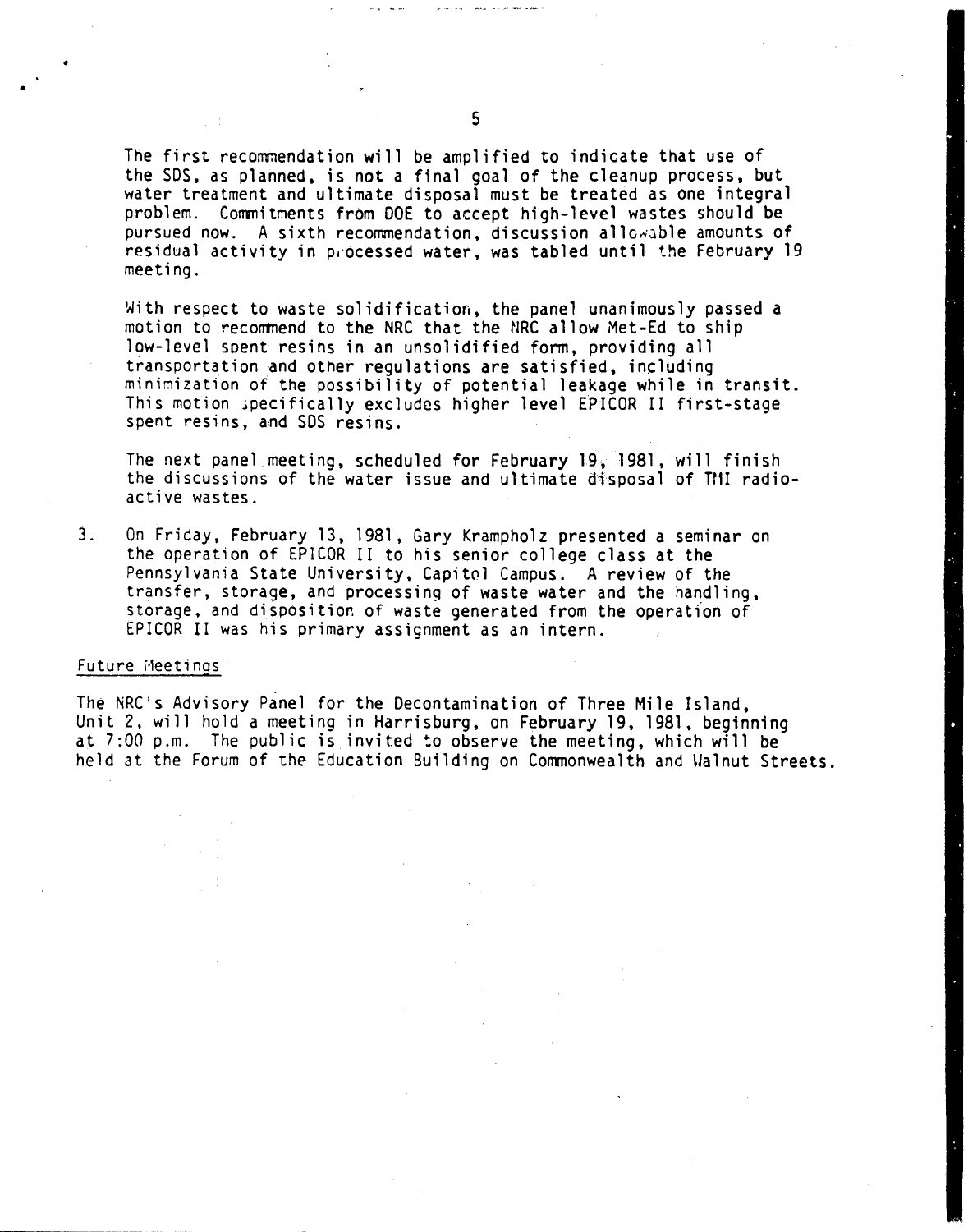The first recommendation will be amplified to indicate that use of the SDS, as planned, is not a final goal of the cleanup process, but water treatment and ultimate disposal must be treated as one integral problem. Commitments from DOE to accept high-level wastes should be pursued now. A sixth recommendation, discussion allowable amounts of residual activity in processed water, was tabled until the February 19 meeting.

With respect to waste solidification, the panel unanimously passed a motion to recommend to the NRC that the NRC allow Met-Ed to ship low-level spent resins in an unsolidified form, providing all transportation and other regulations are satisfied, including minimization of the possibility of potential leakage while in transit. This motion specifically excludes higher level EPICOR II first-stage spent resins, and SDS resins.

The next panel meeting, scheduled for February 19, 1981, will finish the discussions of the water issue and ultimate disposal of TMI radioactive wastes.

3. On Friday, February 13, 1981, Gary Krampholz presented a seminar on the operation of EPICOR II to his senior college class at the Pennsylvania State University, Capitol Campus. A review of the transfer, storage, and processing of waste water and the handling, storage, and disposition of waste generated from the operation of EPICOR II was his primary assignment as an intern.

## Future Meetings

The NRC's Advisory Panel for the Decontamination of Three Mile Island, Unit 2, will hold a meeting in Harrisburg, on February 19, 1981, beginning at 7:00 p.m. The public is invited to observe the meeting, which will be held at the Forum of the Education Building on Commonwealth and Walnut Streets.